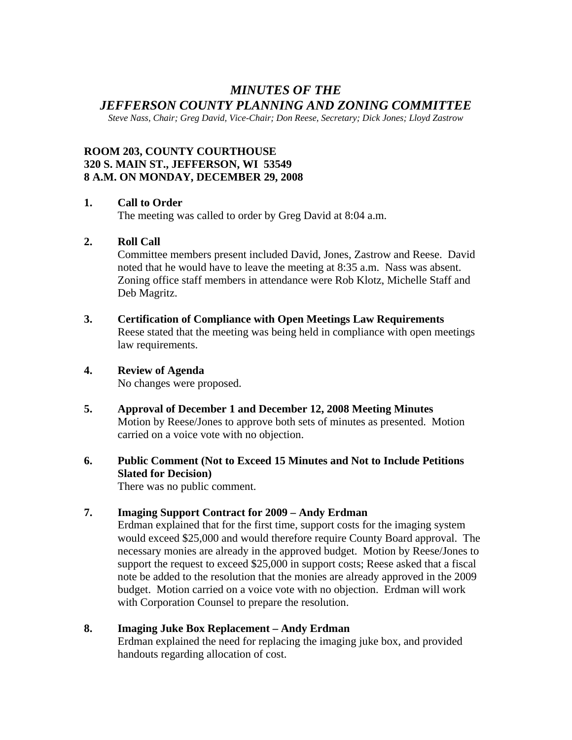# *MINUTES OF THE*
# *JEFFERSON COUNTY PLANNING AND ZONING COMMITTEE*

*Steve Nass, Chair; Greg David, Vice-Chair; Don Reese, Secretary; Dick Jones; Lloyd Zastrow*

**ROOM 203, COUNTY COURTHOUSE**
**320 S. MAIN ST., JEFFERSON, WI 53549**
**8 A.M. ON MONDAY, DECEMBER 29, 2008**

**1. Call to Order**

The meeting was called to order by Greg David at 8:04 a.m.

**2. Roll Call**

Committee members present included David, Jones, Zastrow and Reese. David noted that he would have to leave the meeting at 8:35 a.m. Nass was absent. Zoning office staff members in attendance were Rob Klotz, Michelle Staff and Deb Magritz.

**3. Certification of Compliance with Open Meetings Law Requirements**

Reese stated that the meeting was being held in compliance with open meetings law requirements.

**4. Review of Agenda**

No changes were proposed.

**5. Approval of December 1 and December 12, 2008 Meeting Minutes**

Motion by Reese/Jones to approve both sets of minutes as presented. Motion carried on a voice vote with no objection.

**6. Public Comment (Not to Exceed 15 Minutes and Not to Include Petitions Slated for Decision)**

There was no public comment.

**7. Imaging Support Contract for 2009 – Andy Erdman**

Erdman explained that for the first time, support costs for the imaging system would exceed $25,000 and would therefore require County Board approval. The necessary monies are already in the approved budget. Motion by Reese/Jones to support the request to exceed $25,000 in support costs; Reese asked that a fiscal note be added to the resolution that the monies are already approved in the 2009 budget. Motion carried on a voice vote with no objection. Erdman will work with Corporation Counsel to prepare the resolution.

**8. Imaging Juke Box Replacement – Andy Erdman**

Erdman explained the need for replacing the imaging juke box, and provided handouts regarding allocation of cost.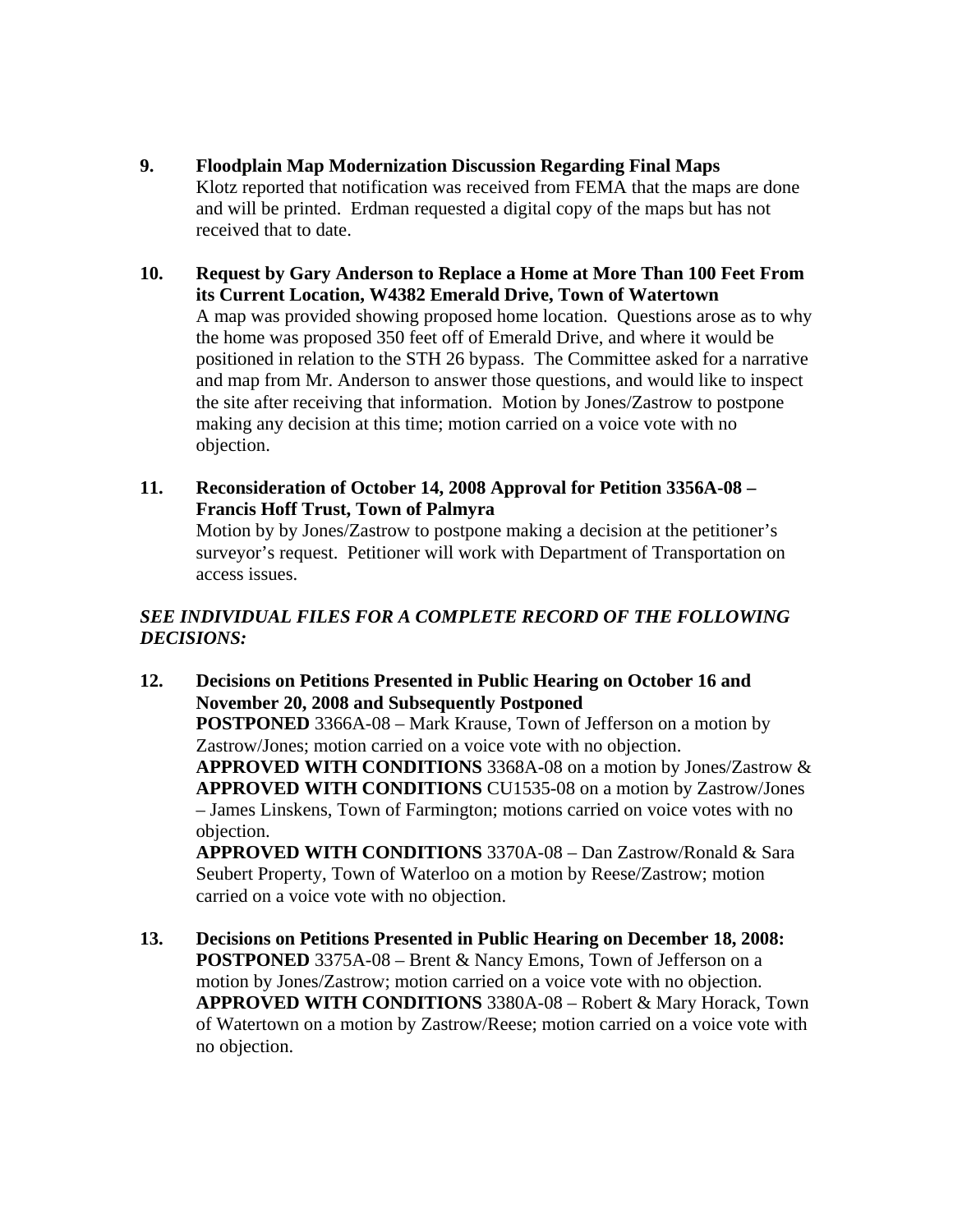**9. Floodplain Map Modernization Discussion Regarding Final Maps**

Klotz reported that notification was received from FEMA that the maps are done and will be printed. Erdman requested a digital copy of the maps but has not received that to date.

**10. Request by Gary Anderson to Replace a Home at More Than 100 Feet From its Current Location, W4382 Emerald Drive, Town of Watertown**

A map was provided showing proposed home location. Questions arose as to why the home was proposed 350 feet off of Emerald Drive, and where it would be positioned in relation to the STH 26 bypass. The Committee asked for a narrative and map from Mr. Anderson to answer those questions, and would like to inspect the site after receiving that information. Motion by Jones/Zastrow to postpone making any decision at this time; motion carried on a voice vote with no objection.

**11. Reconsideration of October 14, 2008 Approval for Petition 3356A-08 – Francis Hoff Trust, Town of Palmyra**

Motion by by Jones/Zastrow to postpone making a decision at the petitioner's surveyor's request. Petitioner will work with Department of Transportation on access issues.

***SEE INDIVIDUAL FILES FOR A COMPLETE RECORD OF THE FOLLOWING DECISIONS:***

**12. Decisions on Petitions Presented in Public Hearing on October 16 and November 20, 2008 and Subsequently Postponed**

**POSTPONED** 3366A-08 – Mark Krause, Town of Jefferson on a motion by Zastrow/Jones; motion carried on a voice vote with no objection.

**APPROVED WITH CONDITIONS** 3368A-08 on a motion by Jones/Zastrow & **APPROVED WITH CONDITIONS** CU1535-08 on a motion by Zastrow/Jones – James Linskens, Town of Farmington; motions carried on voice votes with no objection.

**APPROVED WITH CONDITIONS** 3370A-08 – Dan Zastrow/Ronald & Sara Seubert Property, Town of Waterloo on a motion by Reese/Zastrow; motion carried on a voice vote with no objection.

**13. Decisions on Petitions Presented in Public Hearing on December 18, 2008:**

**POSTPONED** 3375A-08 – Brent & Nancy Emons, Town of Jefferson on a motion by Jones/Zastrow; motion carried on a voice vote with no objection.

**APPROVED WITH CONDITIONS** 3380A-08 – Robert & Mary Horack, Town of Watertown on a motion by Zastrow/Reese; motion carried on a voice vote with no objection.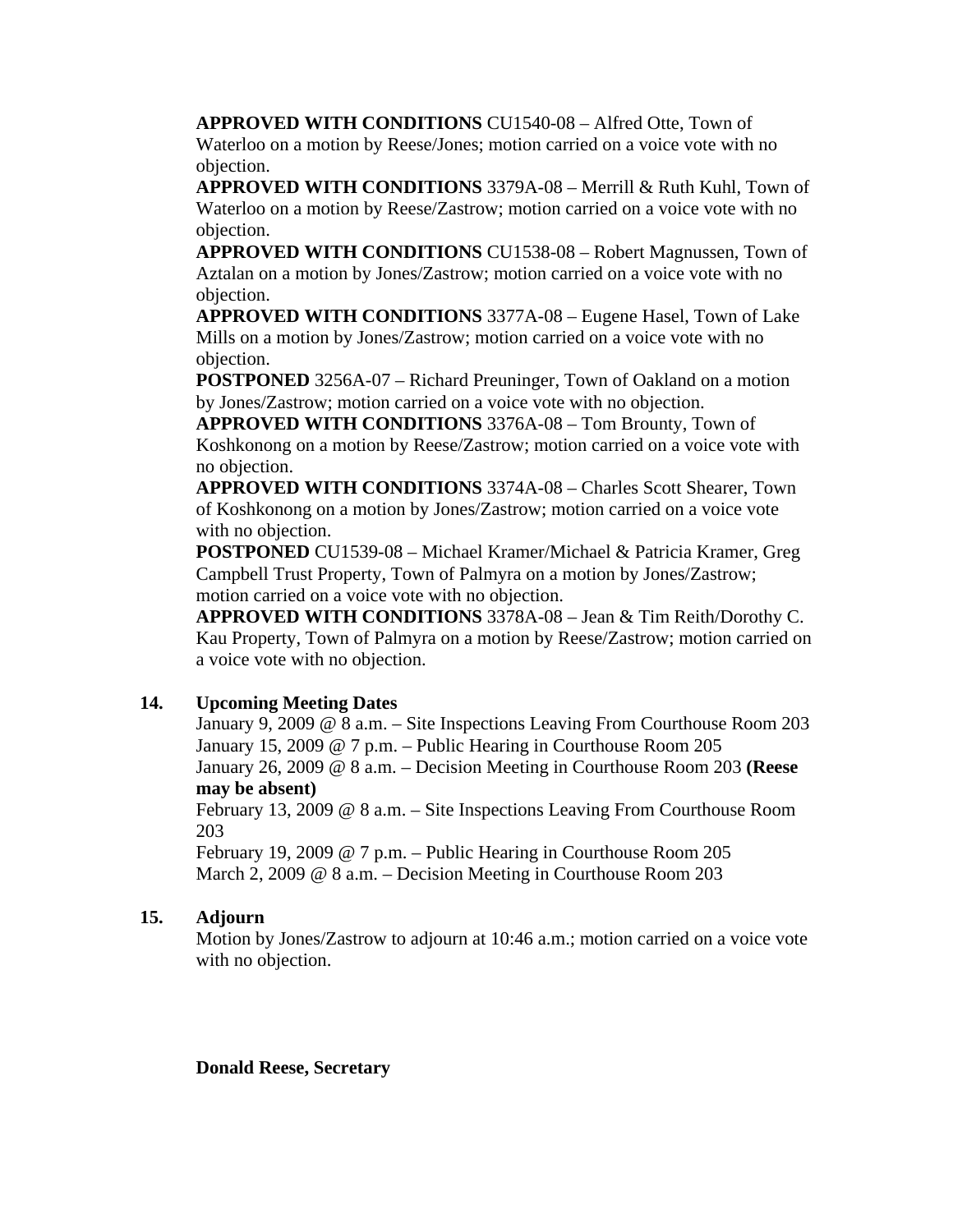**APPROVED WITH CONDITIONS** CU1540-08 – Alfred Otte, Town of Waterloo on a motion by Reese/Jones; motion carried on a voice vote with no objection.

**APPROVED WITH CONDITIONS** 3379A-08 – Merrill & Ruth Kuhl, Town of Waterloo on a motion by Reese/Zastrow; motion carried on a voice vote with no objection.

**APPROVED WITH CONDITIONS** CU1538-08 – Robert Magnussen, Town of Aztalan on a motion by Jones/Zastrow; motion carried on a voice vote with no objection.

**APPROVED WITH CONDITIONS** 3377A-08 – Eugene Hasel, Town of Lake Mills on a motion by Jones/Zastrow; motion carried on a voice vote with no objection.

**POSTPONED** 3256A-07 – Richard Preuninger, Town of Oakland on a motion by Jones/Zastrow; motion carried on a voice vote with no objection.

**APPROVED WITH CONDITIONS** 3376A-08 – Tom Brounty, Town of Koshkonong on a motion by Reese/Zastrow; motion carried on a voice vote with no objection.

**APPROVED WITH CONDITIONS** 3374A-08 – Charles Scott Shearer, Town of Koshkonong on a motion by Jones/Zastrow; motion carried on a voice vote with no objection.

**POSTPONED** CU1539-08 – Michael Kramer/Michael & Patricia Kramer, Greg Campbell Trust Property, Town of Palmyra on a motion by Jones/Zastrow; motion carried on a voice vote with no objection.

**APPROVED WITH CONDITIONS** 3378A-08 – Jean & Tim Reith/Dorothy C. Kau Property, Town of Palmyra on a motion by Reese/Zastrow; motion carried on a voice vote with no objection.

## 14. Upcoming Meeting Dates

January 9, 2009 @ 8 a.m. – Site Inspections Leaving From Courthouse Room 203
January 15, 2009 @ 7 p.m. – Public Hearing in Courthouse Room 205
January 26, 2009 @ 8 a.m. – Decision Meeting in Courthouse Room 203 **(Reese may be absent)**
February 13, 2009 @ 8 a.m. – Site Inspections Leaving From Courthouse Room 203
February 19, 2009 @ 7 p.m. – Public Hearing in Courthouse Room 205
March 2, 2009 @ 8 a.m. – Decision Meeting in Courthouse Room 203

## 15. Adjourn

Motion by Jones/Zastrow to adjourn at 10:46 a.m.; motion carried on a voice vote with no objection.

**Donald Reese, Secretary**